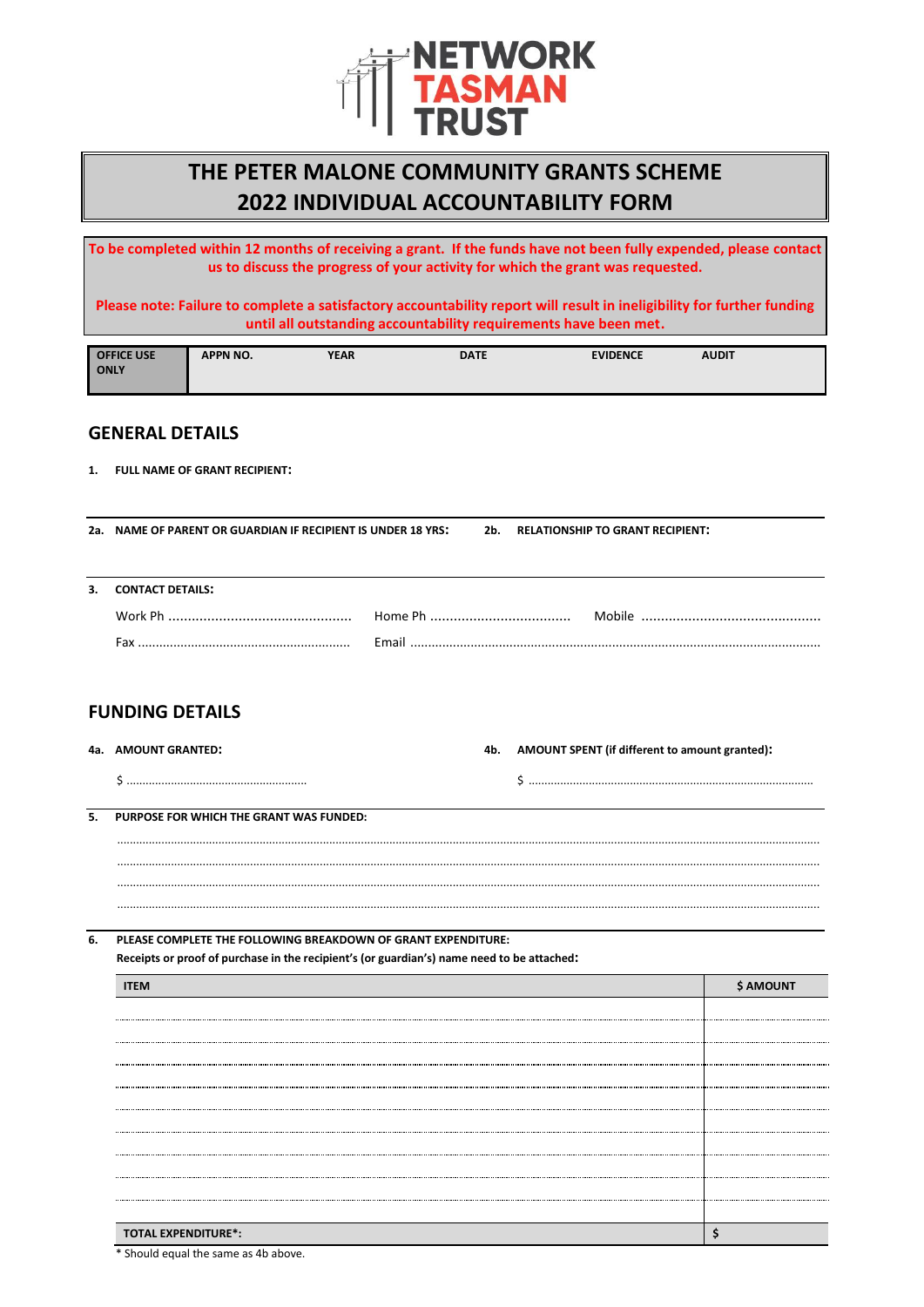NETWORK TASMAN TRUST

# THE PETER MALONE COMMUNITY GRANTS SCHEME
# 2022 INDIVIDUAL ACCOUNTABILITY FORM

**To be completed within 12 months of receiving a grant. If the funds have not been fully expended, please contact us to discuss the progress of your activity for which the grant was requested.**

**Please note: Failure to complete a satisfactory accountability report will result in ineligibility for further funding until all outstanding accountability requirements have been met.**

| OFFICE USE ONLY | APPN NO. | YEAR | DATE | EVIDENCE | AUDIT |
|---|---|---|---|---|---|
| | | | | | |

## GENERAL DETAILS

**1. FULL NAME OF GRANT RECIPIENT:**

**2a. NAME OF PARENT OR GUARDIAN IF RECIPIENT IS UNDER 18 YRS:**

**2b. RELATIONSHIP TO GRANT RECIPIENT:**

**3. CONTACT DETAILS:**

Work Ph ............................................... Home Ph .................................... Mobile ..............................................

Fax .......................................................... Email ..................................................................................................

## FUNDING DETAILS

**4a. AMOUNT GRANTED:**

$ .......................................................

**4b. AMOUNT SPENT (if different to amount granted):**

$ .......................................................................................

**5. PURPOSE FOR WHICH THE GRANT WAS FUNDED:**

..........................................................................................................................................................................................

..........................................................................................................................................................................................

..........................................................................................................................................................................................

..........................................................................................................................................................................................

**6. PLEASE COMPLETE THE FOLLOWING BREAKDOWN OF GRANT EXPENDITURE:**
**Receipts or proof of purchase in the recipient's (or guardian's) name need to be attached:**

| ITEM | $ AMOUNT |
|---|---|
| | |
| | |
| | |
| | |
| | |
| | |
| | |
| | |
| | |
| **TOTAL EXPENDITURE*:** | **$** |

\* Should equal the same as 4b above.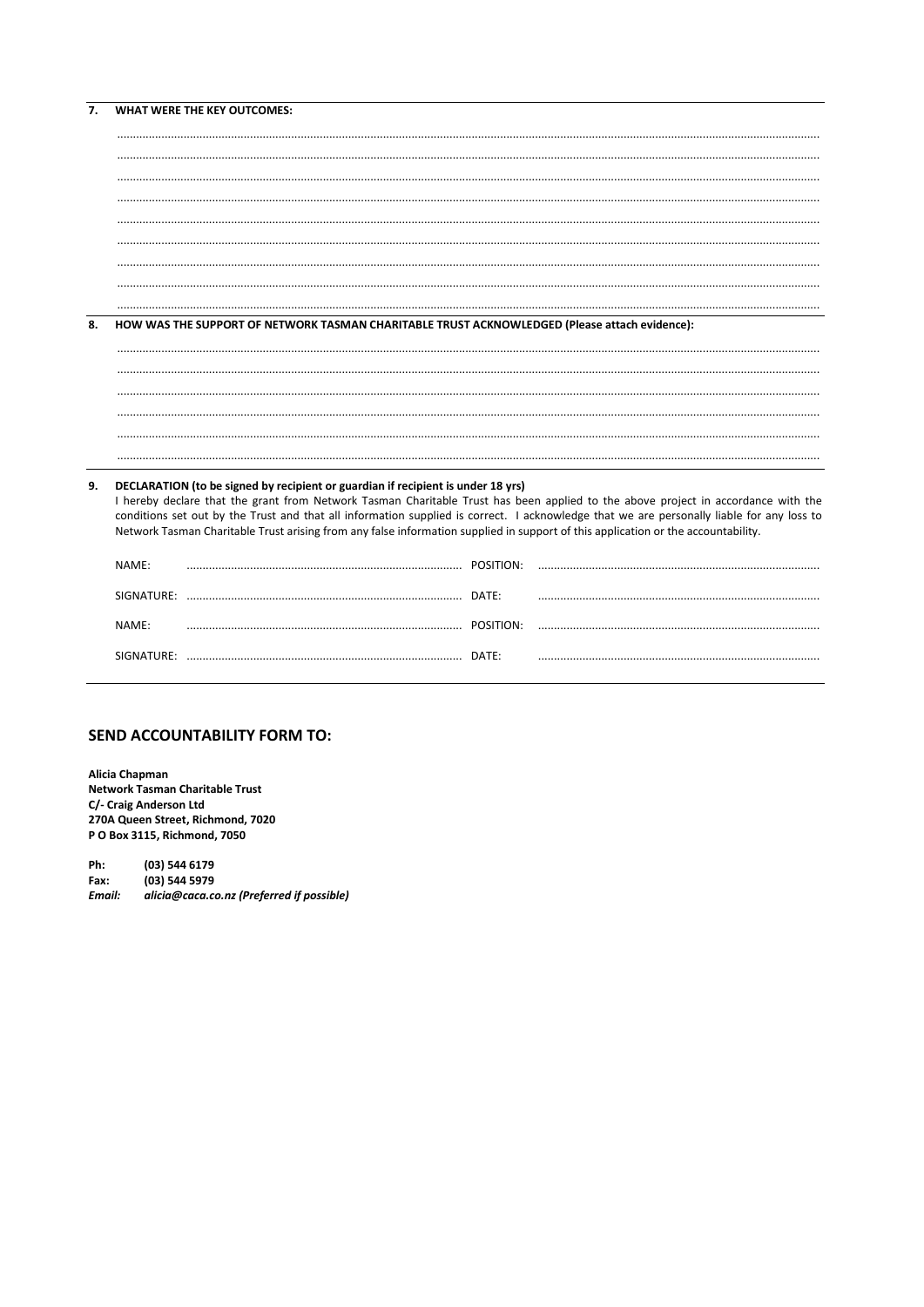**7. WHAT WERE THE KEY OUTCOMES:**

..................................................................................................................................................................................................

..................................................................................................................................................................................................

..................................................................................................................................................................................................

..................................................................................................................................................................................................

..................................................................................................................................................................................................

..................................................................................................................................................................................................

..................................................................................................................................................................................................

..................................................................................................................................................................................................

..................................................................................................................................................................................................

**8. HOW WAS THE SUPPORT OF NETWORK TASMAN CHARITABLE TRUST ACKNOWLEDGED (Please attach evidence):**

..................................................................................................................................................................................................

..................................................................................................................................................................................................

..................................................................................................................................................................................................

..................................................................................................................................................................................................

..................................................................................................................................................................................................

..................................................................................................................................................................................................

**9. DECLARATION (to be signed by recipient or guardian if recipient is under 18 yrs)**

I hereby declare that the grant from Network Tasman Charitable Trust has been applied to the above project in accordance with the conditions set out by the Trust and that all information supplied is correct. I acknowledge that we are personally liable for any loss to Network Tasman Charitable Trust arising from any false information supplied in support of this application or the accountability.

NAME: ....................................................................................... POSITION: .......................................................................................

SIGNATURE: ....................................................................................... DATE: .......................................................................................

NAME: ....................................................................................... POSITION: .......................................................................................

SIGNATURE: ....................................................................................... DATE: .......................................................................................

## SEND ACCOUNTABILITY FORM TO:

**Alicia Chapman**
**Network Tasman Charitable Trust**
**C/- Craig Anderson Ltd**
**270A Queen Street, Richmond, 7020**
**P O Box 3115, Richmond, 7050**

**Ph:** **(03) 544 6179**
**Fax:** **(03) 544 5979**
***Email:*** ***alicia@caca.co.nz (Preferred if possible)***